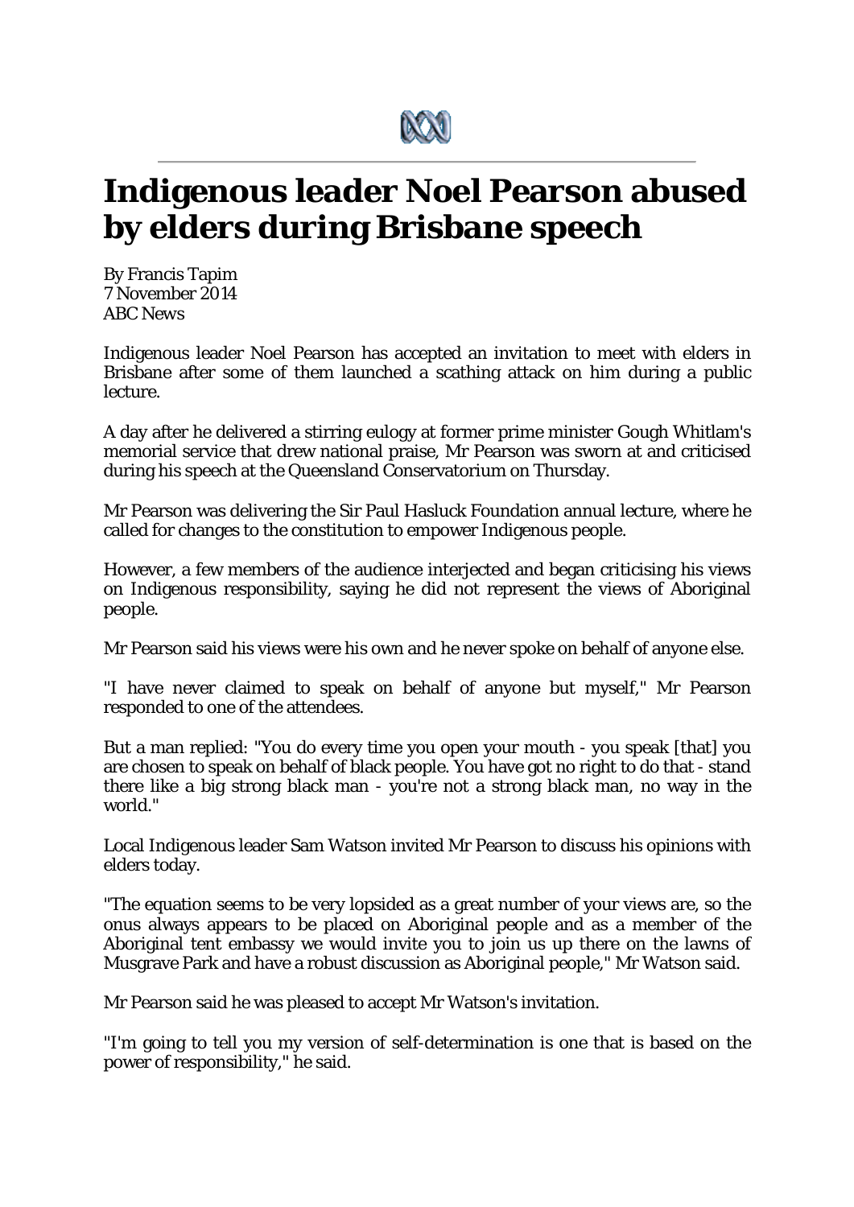# Indigenous leader Noel Pearson abused by elders during Brisbane speech

By Francis Tapim
7 November 2014
ABC News

Indigenous leader Noel Pearson has accepted an invitation to meet with elders in Brisbane after some of them launched a scathing attack on him during a public lecture.

A day after he delivered a stirring eulogy at former prime minister Gough Whitlam's memorial service that drew national praise, Mr Pearson was sworn at and criticised during his speech at the Queensland Conservatorium on Thursday.

Mr Pearson was delivering the Sir Paul Hasluck Foundation annual lecture, where he called for changes to the constitution to empower Indigenous people.

However, a few members of the audience interjected and began criticising his views on Indigenous responsibility, saying he did not represent the views of Aboriginal people.

Mr Pearson said his views were his own and he never spoke on behalf of anyone else.

"I have never claimed to speak on behalf of anyone but myself," Mr Pearson responded to one of the attendees.

But a man replied: "You do every time you open your mouth - you speak [that] you are chosen to speak on behalf of black people. You have got no right to do that - stand there like a big strong black man - you're not a strong black man, no way in the world."

Local Indigenous leader Sam Watson invited Mr Pearson to discuss his opinions with elders today.

"The equation seems to be very lopsided as a great number of your views are, so the onus always appears to be placed on Aboriginal people and as a member of the Aboriginal tent embassy we would invite you to join us up there on the lawns of Musgrave Park and have a robust discussion as Aboriginal people," Mr Watson said.

Mr Pearson said he was pleased to accept Mr Watson's invitation.

"I'm going to tell you my version of self-determination is one that is based on the power of responsibility," he said.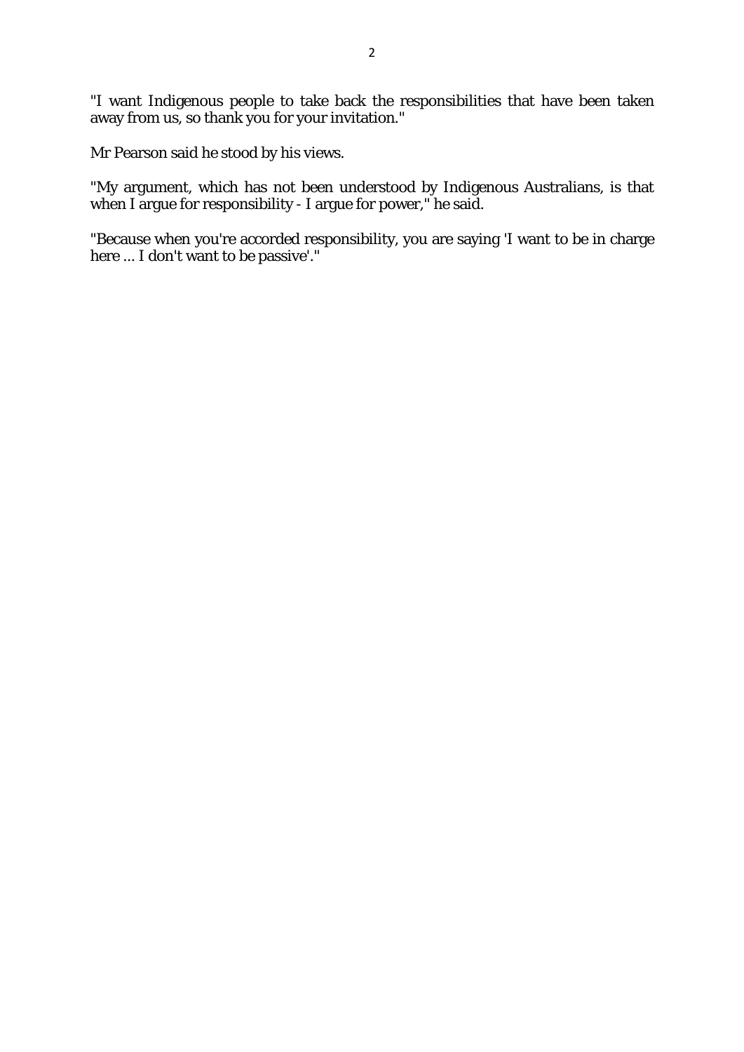"I want Indigenous people to take back the responsibilities that have been taken away from us, so thank you for your invitation."

Mr Pearson said he stood by his views.

"My argument, which has not been understood by Indigenous Australians, is that when I argue for responsibility - I argue for power," he said.

"Because when you're accorded responsibility, you are saying 'I want to be in charge here ... I don't want to be passive'."